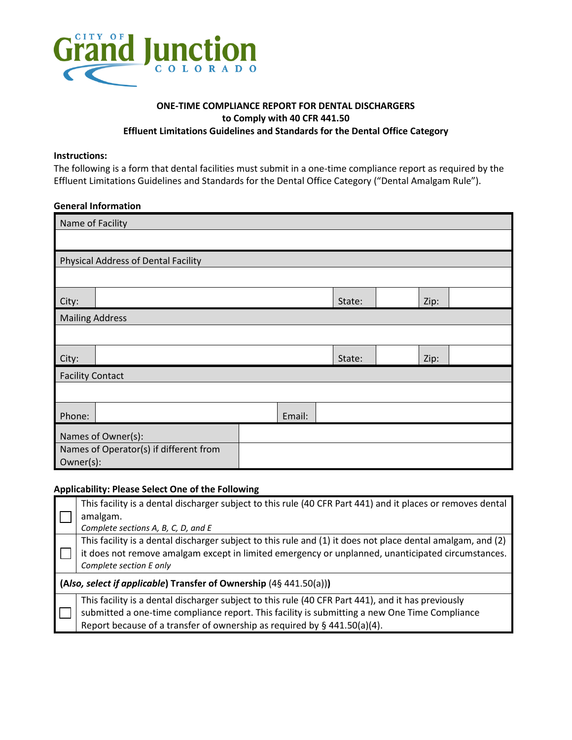CITY OF Grand Junction COLORADO

**ONE-TIME COMPLIANCE REPORT FOR DENTAL DISCHARGERS**
**to Comply with 40 CFR 441.50**
**Effluent Limitations Guidelines and Standards for the Dental Office Category**

**Instructions:**
The following is a form that dental facilities must submit in a one-time compliance report as required by the Effluent Limitations Guidelines and Standards for the Dental Office Category ("Dental Amalgam Rule").

**General Information**

| Name of Facility | | | | | |
|---|---|---|---|---|---|
| | | | | | |
| **Physical Address of Dental Facility** | | | | | |
| | | | | | |
| City: | | State: | | Zip: | |
| **Mailing Address** | | | | | |
| | | | | | |
| City: | | State: | | Zip: | |
| **Facility Contact** | | | | | |
| | | | | | |
| Phone: | | Email: | | | |
| Names of Owner(s): | | | | | |
| Names of Operator(s) if different from Owner(s): | | | | | |

**Applicability: Please Select One of the Following**

| | |
|---|---|
| ☐ | This facility is a dental discharger subject to this rule (40 CFR Part 441) and it places or removes dental amalgam. *Complete sections A, B, C, D, and E* |
| ☐ | This facility is a dental discharger subject to this rule and (1) it does not place dental amalgam, and (2) it does not remove amalgam except in limited emergency or unplanned, unanticipated circumstances. *Complete section E only* |
| **(*Also, select if applicable*) Transfer of Ownership** (4§ 441.50(a))**)** | |
| ☐ | This facility is a dental discharger subject to this rule (40 CFR Part 441), and it has previously submitted a one-time compliance report. This facility is submitting a new One Time Compliance Report because of a transfer of ownership as required by § 441.50(a)(4). |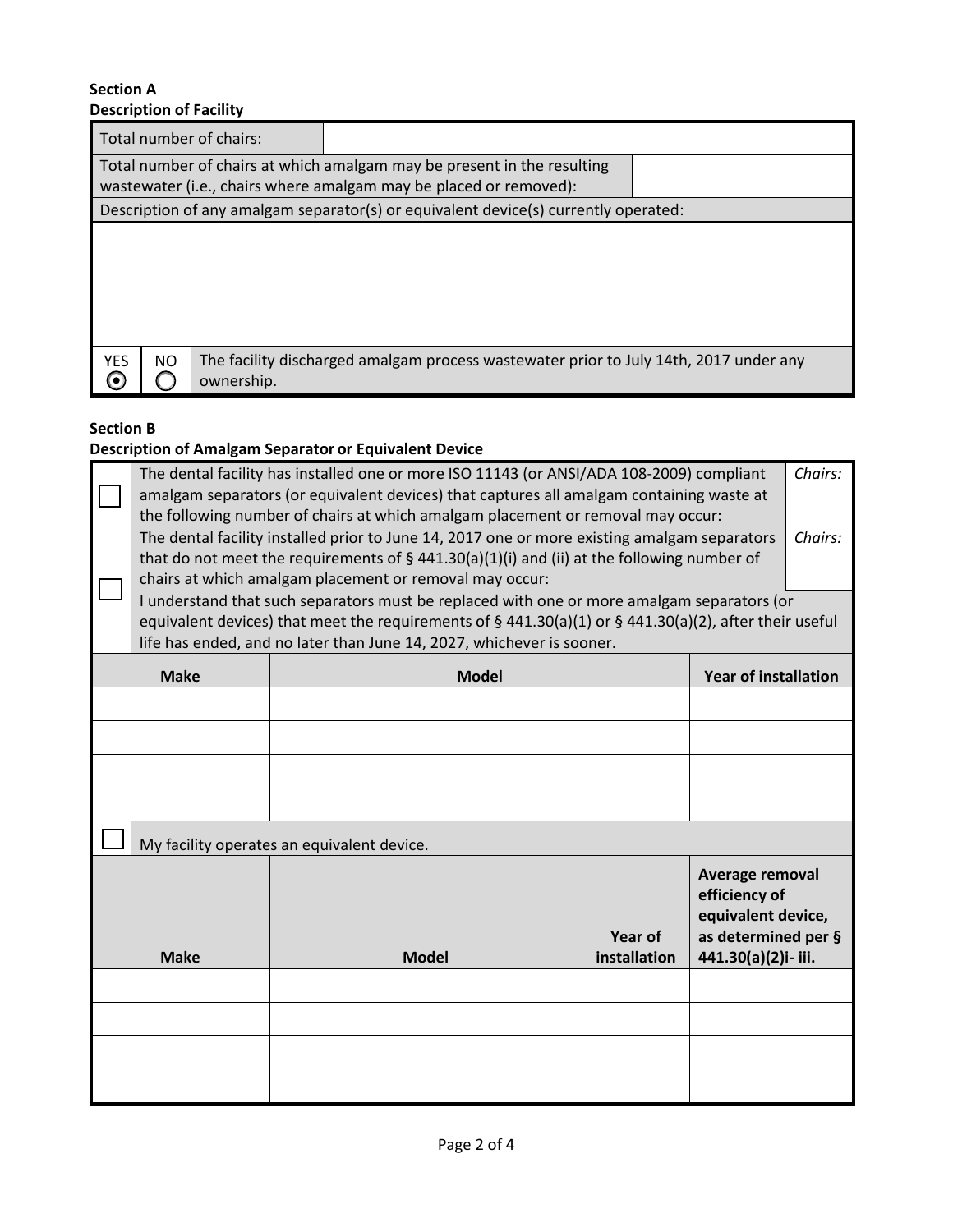**Section A**
**Description of Facility**

| Total number of chairs: | |
|---|---|
| Total number of chairs at which amalgam may be present in the resulting wastewater (i.e., chairs where amalgam may be placed or removed): | |

Description of any amalgam separator(s) or equivalent device(s) currently operated:

| YES | NO | |
|---|---|---|
| ◉ | ○ | The facility discharged amalgam process wastewater prior to July 14th, 2017 under any ownership. |

**Section B**
**Description of Amalgam Separator or Equivalent Device**

| | | |
|---|---|---|
| ☐ | The dental facility has installed one or more ISO 11143 (or ANSI/ADA 108-2009) compliant amalgam separators (or equivalent devices) that captures all amalgam containing waste at the following number of chairs at which amalgam placement or removal may occur: | *Chairs:* |
| ☐ | The dental facility installed prior to June 14, 2017 one or more existing amalgam separators that do not meet the requirements of § 441.30(a)(1)(i) and (ii) at the following number of chairs at which amalgam placement or removal may occur:<br>I understand that such separators must be replaced with one or more amalgam separators (or equivalent devices) that meet the requirements of § 441.30(a)(1) or § 441.30(a)(2), after their useful life has ended, and no later than June 14, 2027, whichever is sooner. | *Chairs:* |

| Make | Model | Year of installation |
|---|---|---|
| | | |
| | | |
| | | |
| | | |

☐ My facility operates an equivalent device.

| Make | Model | Year of installation | Average removal efficiency of equivalent device, as determined per § 441.30(a)(2)i- iii. |
|---|---|---|---|
| | | | |
| | | | |
| | | | |
| | | | |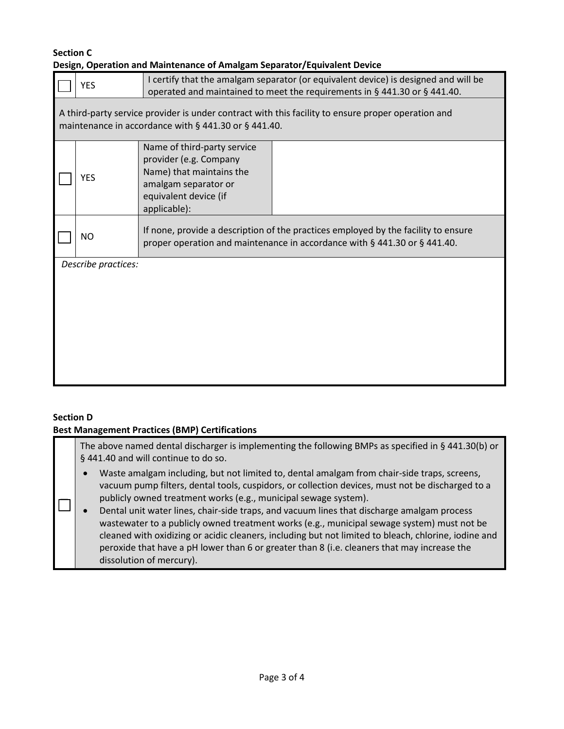**Section C**
**Design, Operation and Maintenance of Amalgam Separator/Equivalent Device**

| ☐ | YES | I certify that the amalgam separator (or equivalent device) is designed and will be operated and maintained to meet the requirements in § 441.30 or § 441.40. |
|---|---|---|

A third-party service provider is under contract with this facility to ensure proper operation and maintenance in accordance with § 441.30 or § 441.40.

| ☐ | YES | Name of third-party service provider (e.g. Company Name) that maintains the amalgam separator or equivalent device (if applicable): | |
|---|---|---|---|
| ☐ | NO | If none, provide a description of the practices employed by the facility to ensure proper operation and maintenance in accordance with § 441.30 or § 441.40. | |

*Describe practices:*

**Section D**
**Best Management Practices (BMP) Certifications**

☐ The above named dental discharger is implementing the following BMPs as specified in § 441.30(b) or § 441.40 and will continue to do so.

- Waste amalgam including, but not limited to, dental amalgam from chair-side traps, screens, vacuum pump filters, dental tools, cuspidors, or collection devices, must not be discharged to a publicly owned treatment works (e.g., municipal sewage system).
- Dental unit water lines, chair-side traps, and vacuum lines that discharge amalgam process wastewater to a publicly owned treatment works (e.g., municipal sewage system) must not be cleaned with oxidizing or acidic cleaners, including but not limited to bleach, chlorine, iodine and peroxide that have a pH lower than 6 or greater than 8 (i.e. cleaners that may increase the dissolution of mercury).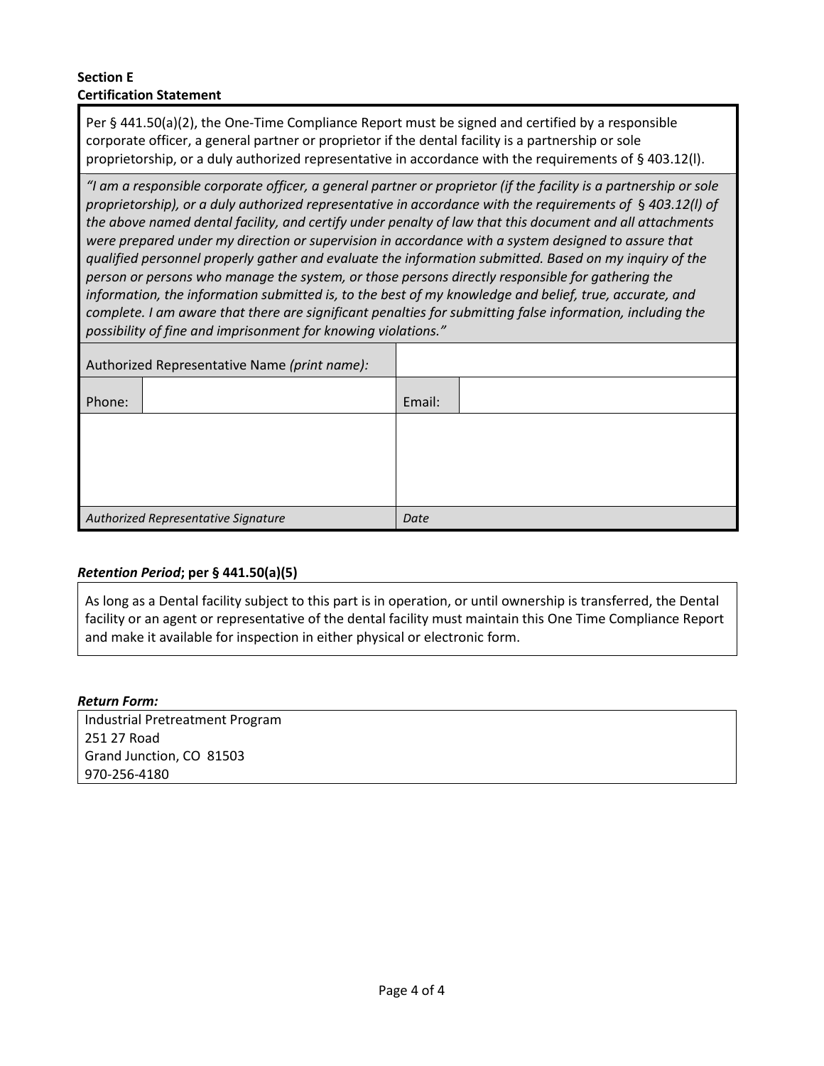**Section E**
**Certification Statement**

Per § 441.50(a)(2), the One-Time Compliance Report must be signed and certified by a responsible corporate officer, a general partner or proprietor if the dental facility is a partnership or sole proprietorship, or a duly authorized representative in accordance with the requirements of § 403.12(l).

*"I am a responsible corporate officer, a general partner or proprietor (if the facility is a partnership or sole proprietorship), or a duly authorized representative in accordance with the requirements of § 403.12(l) of the above named dental facility, and certify under penalty of law that this document and all attachments were prepared under my direction or supervision in accordance with a system designed to assure that qualified personnel properly gather and evaluate the information submitted. Based on my inquiry of the person or persons who manage the system, or those persons directly responsible for gathering the information, the information submitted is, to the best of my knowledge and belief, true, accurate, and complete. I am aware that there are significant penalties for submitting false information, including the possibility of fine and imprisonment for knowing violations."*

| | | | |
|---|---|---|---|
| Authorized Representative Name *(print name):* | | | |
| Phone: | | Email: | |
| | | | |
| *Authorized Representative Signature* | | *Date* | |

***Retention Period*; per § 441.50(a)(5)**

As long as a Dental facility subject to this part is in operation, or until ownership is transferred, the Dental facility or an agent or representative of the dental facility must maintain this One Time Compliance Report and make it available for inspection in either physical or electronic form.

***Return Form:***

Industrial Pretreatment Program
251 27 Road
Grand Junction, CO 81503
970-256-4180